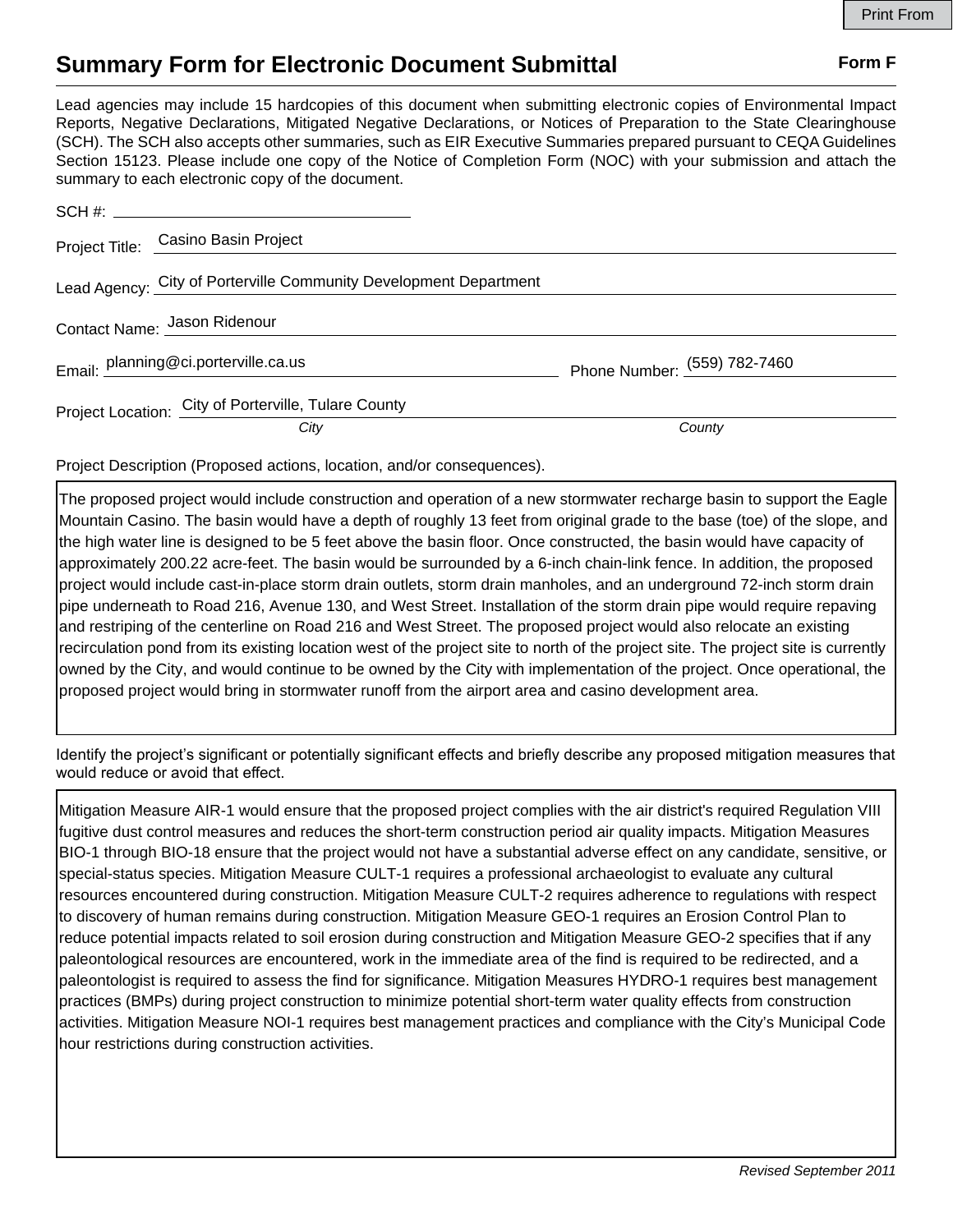# Summary Form for Electronic Document Submittal

**Form F**

Lead agencies may include 15 hardcopies of this document when submitting electronic copies of Environmental Impact Reports, Negative Declarations, Mitigated Negative Declarations, or Notices of Preparation to the State Clearinghouse (SCH). The SCH also accepts other summaries, such as EIR Executive Summaries prepared pursuant to CEQA Guidelines Section 15123. Please include one copy of the Notice of Completion Form (NOC) with your submission and attach the summary to each electronic copy of the document.

SCH #: ____________________

Project Title: Casino Basin Project

Lead Agency: City of Porterville Community Development Department

Contact Name: Jason Ridenour

Email: planning@ci.porterville.ca.us  Phone Number: (559) 782-7460

Project Location: City of Porterville, Tulare County
*City* *County*

Project Description (Proposed actions, location, and/or consequences).

The proposed project would include construction and operation of a new stormwater recharge basin to support the Eagle Mountain Casino. The basin would have a depth of roughly 13 feet from original grade to the base (toe) of the slope, and the high water line is designed to be 5 feet above the basin floor. Once constructed, the basin would have capacity of approximately 200.22 acre-feet. The basin would be surrounded by a 6-inch chain-link fence. In addition, the proposed project would include cast-in-place storm drain outlets, storm drain manholes, and an underground 72-inch storm drain pipe underneath to Road 216, Avenue 130, and West Street. Installation of the storm drain pipe would require repaving and restriping of the centerline on Road 216 and West Street. The proposed project would also relocate an existing recirculation pond from its existing location west of the project site to north of the project site. The project site is currently owned by the City, and would continue to be owned by the City with implementation of the project. Once operational, the proposed project would bring in stormwater runoff from the airport area and casino development area.

Identify the project's significant or potentially significant effects and briefly describe any proposed mitigation measures that would reduce or avoid that effect.

Mitigation Measure AIR-1 would ensure that the proposed project complies with the air district's required Regulation VIII fugitive dust control measures and reduces the short-term construction period air quality impacts. Mitigation Measures BIO-1 through BIO-18 ensure that the project would not have a substantial adverse effect on any candidate, sensitive, or special-status species. Mitigation Measure CULT-1 requires a professional archaeologist to evaluate any cultural resources encountered during construction. Mitigation Measure CULT-2 requires adherence to regulations with respect to discovery of human remains during construction. Mitigation Measure GEO-1 requires an Erosion Control Plan to reduce potential impacts related to soil erosion during construction and Mitigation Measure GEO-2 specifies that if any paleontological resources are encountered, work in the immediate area of the find is required to be redirected, and a paleontologist is required to assess the find for significance. Mitigation Measures HYDRO-1 requires best management practices (BMPs) during project construction to minimize potential short-term water quality effects from construction activities. Mitigation Measure NOI-1 requires best management practices and compliance with the City's Municipal Code hour restrictions during construction activities.

*Revised September 2011*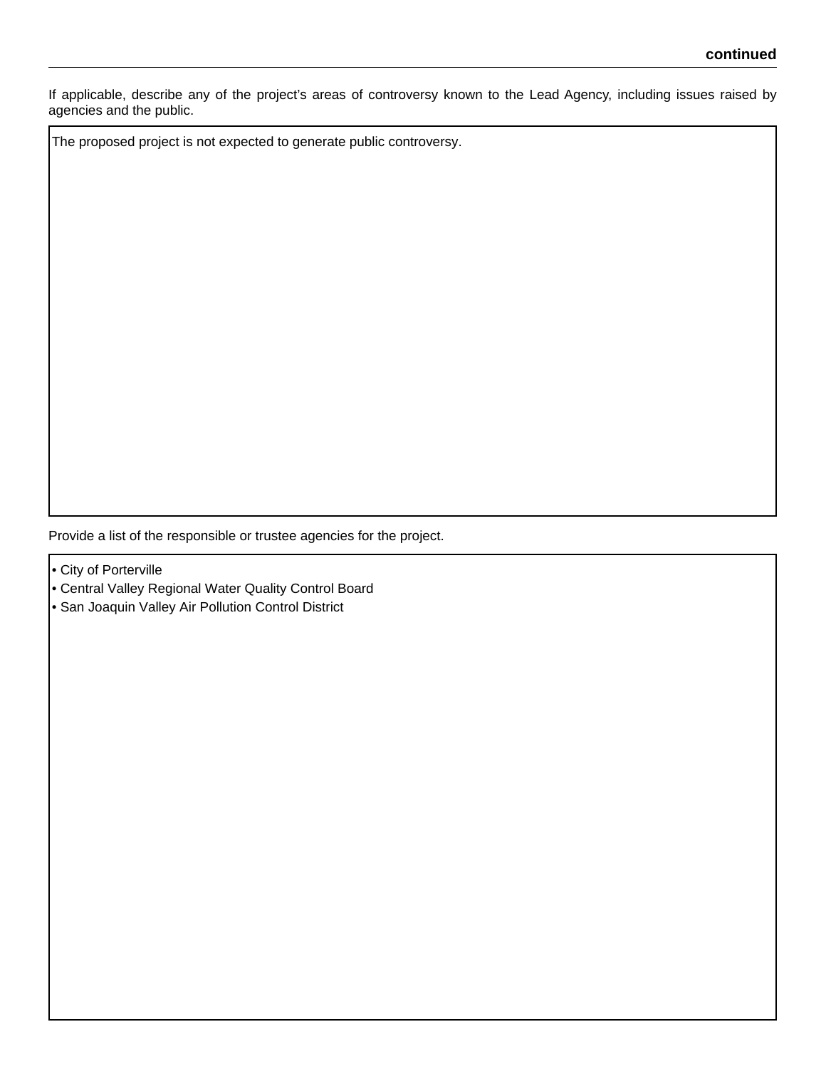**continued**

If applicable, describe any of the project's areas of controversy known to the Lead Agency, including issues raised by agencies and the public.

The proposed project is not expected to generate public controversy.

Provide a list of the responsible or trustee agencies for the project.

- City of Porterville
- Central Valley Regional Water Quality Control Board
- San Joaquin Valley Air Pollution Control District